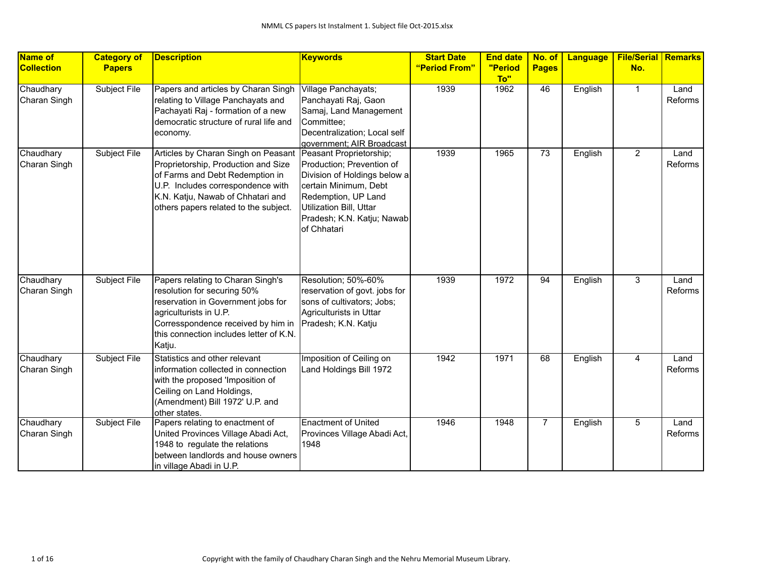| Name of Collection | Category of Papers | Description | Keywords | Start Date "Period From" | End date "Period To" | No. of Pages | Language | File/Serial No. | Remarks |
|---|---|---|---|---|---|---|---|---|---|
| Chaudhary Charan Singh | Subject File | Papers and articles by Charan Singh relating to Village Panchayats and Pachayati Raj - formation of a new democratic structure of rural life and economy. | Village Panchayats; Panchayati Raj, Gaon Samaj, Land Management Committee; Decentralization; Local self government; AIR Broadcast | 1939 | 1962 | 46 | English | 1 | Land Reforms |
| Chaudhary Charan Singh | Subject File | Articles by Charan Singh on Peasant Proprietorship, Production and Size of Farms and Debt Redemption in U.P. Includes correspondence with K.N. Katju, Nawab of Chhatari and others papers related to the subject. | Peasant Proprietorship; Production; Prevention of Division of Holdings below a certain Minimum, Debt Redemption, UP Land Utilization Bill, Uttar Pradesh; K.N. Katju; Nawab of Chhatari | 1939 | 1965 | 73 | English | 2 | Land Reforms |
| Chaudhary Charan Singh | Subject File | Papers relating to Charan Singh's resolution for securing 50% reservation in Government jobs for agriculturists in U.P. Corresspondence received by him in this connection includes letter of K.N. Katju. | Resolution; 50%-60% reservation of govt. jobs for sons of cultivators; Jobs; Agriculturists in Uttar Pradesh; K.N. Katju | 1939 | 1972 | 94 | English | 3 | Land Reforms |
| Chaudhary Charan Singh | Subject File | Statistics and other relevant information collected in connection with the proposed 'Imposition of Ceiling on Land Holdings, (Amendment) Bill 1972' U.P. and other states. | Imposition of Ceiling on Land Holdings Bill 1972 | 1942 | 1971 | 68 | English | 4 | Land Reforms |
| Chaudhary Charan Singh | Subject File | Papers relating to enactment of United Provinces Village Abadi Act, 1948 to regulate the relations between landlords and house owners in village Abadi in U.P. | Enactment of United Provinces Village Abadi Act, 1948 | 1946 | 1948 | 7 | English | 5 | Land Reforms |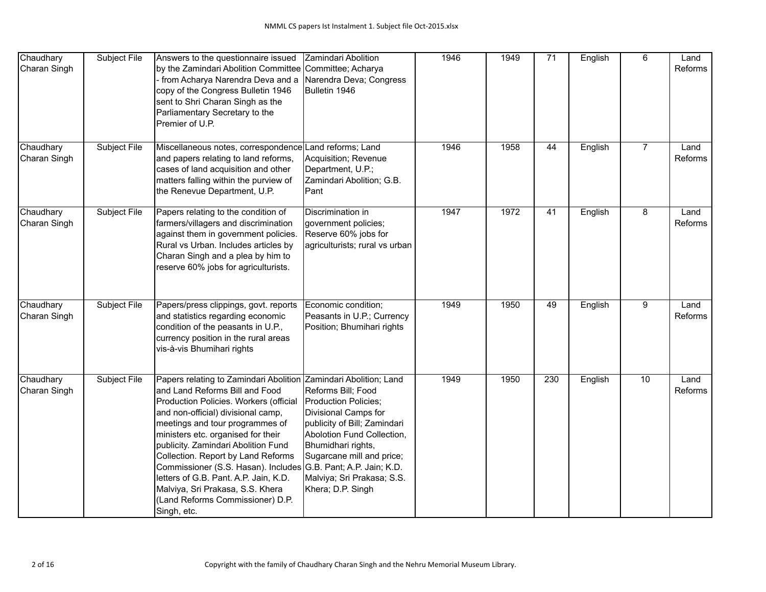| | | | | | | | | | |
|---|---|---|---|---|---|---|---|---|---|
| Chaudhary Charan Singh | Subject File | Answers to the questionnaire issued by the Zamindari Abolition Committee - from Acharya Narendra Deva and a copy of the Congress Bulletin 1946 sent to Shri Charan Singh as the Parliamentary Secretary to the Premier of U.P. | Zamindari Abolition Committee; Acharya Narendra Deva; Congress Bulletin 1946 | 1946 | 1949 | 71 | English | 6 | Land Reforms |
| Chaudhary Charan Singh | Subject File | Miscellaneous notes, correspondence and papers relating to land reforms, cases of land acquisition and other matters falling within the purview of the Renevue Department, U.P. | Land reforms; Land Acquisition; Revenue Department, U.P.; Zamindari Abolition; G.B. Pant | 1946 | 1958 | 44 | English | 7 | Land Reforms |
| Chaudhary Charan Singh | Subject File | Papers relating to the condition of farmers/villagers and discrimination against them in government policies. Rural vs Urban. Includes articles by Charan Singh and a plea by him to reserve 60% jobs for agriculturists. | Discrimination in government policies; Reserve 60% jobs for agriculturists; rural vs urban | 1947 | 1972 | 41 | English | 8 | Land Reforms |
| Chaudhary Charan Singh | Subject File | Papers/press clippings, govt. reports and statistics regarding economic condition of the peasants in U.P., currency position in the rural areas vis-à-vis Bhumihari rights | Economic condition; Peasants in U.P.; Currency Position; Bhumihari rights | 1949 | 1950 | 49 | English | 9 | Land Reforms |
| Chaudhary Charan Singh | Subject File | Papers relating to Zamindari Abolition and Land Reforms Bill and Food Production Policies. Workers (official and non-official) divisional camp, meetings and tour programmes of ministers etc. organised for their publicity. Zamindari Abolition Fund Collection. Report by Land Reforms Commissioner (S.S. Hasan). Includes letters of G.B. Pant. A.P. Jain, K.D. Malviya, Sri Prakasa, S.S. Khera (Land Reforms Commissioner) D.P. Singh, etc. | Zamindari Abolition; Land Reforms Bill; Food Production Policies; Divisional Camps for publicity of Bill; Zamindari Abolotion Fund Collection, Bhumidhari rights, Sugarcane mill and price; G.B. Pant; A.P. Jain; K.D. Malviya; Sri Prakasa; S.S. Khera; D.P. Singh | 1949 | 1950 | 230 | English | 10 | Land Reforms |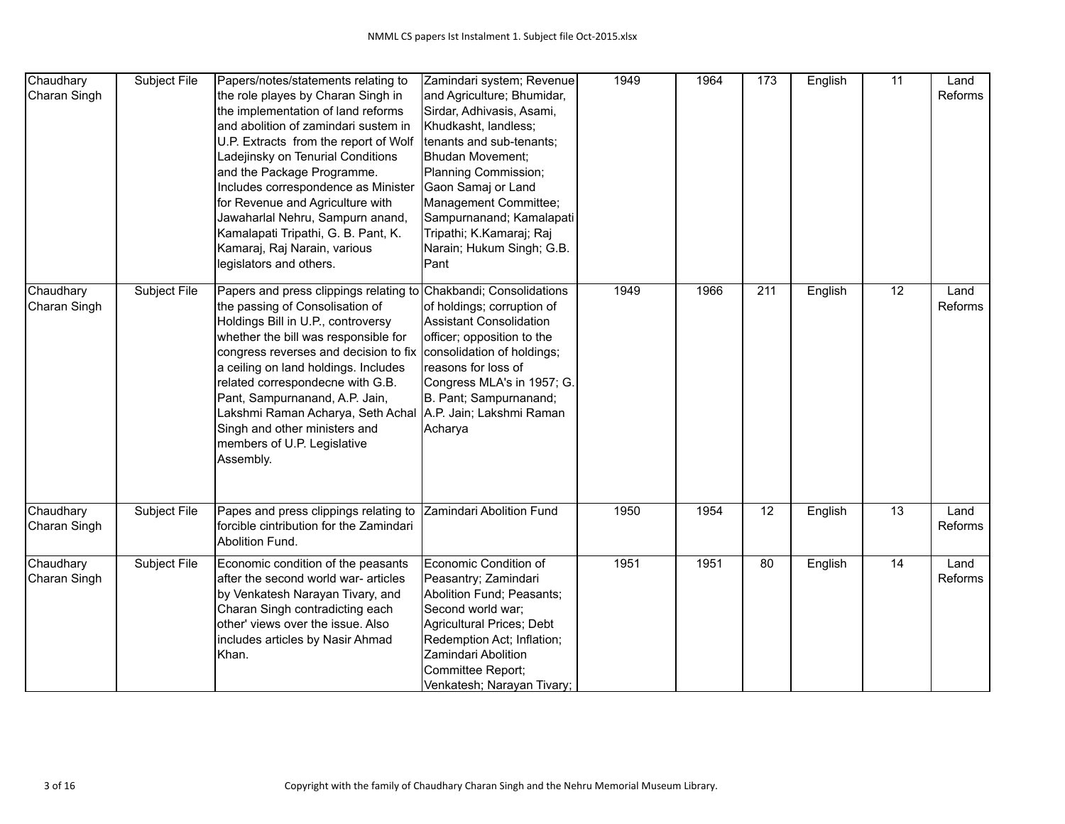| | | | | | | | | | |
|---|---|---|---|---|---|---|---|---|---|
| Chaudhary Charan Singh | Subject File | Papers/notes/statements relating to the role playes by Charan Singh in the implementation of land reforms and abolition of zamindari sustem in U.P. Extracts from the report of Wolf Ladejinsky on Tenurial Conditions and the Package Programme. Includes correspondence as Minister for Revenue and Agriculture with Jawaharlal Nehru, Sampurn anand, Kamalapati Tripathi, G. B. Pant, K. Kamaraj, Raj Narain, various legislators and others. | Zamindari system; Revenue and Agriculture; Bhumidar, Sirdar, Adhivasis, Asami, Khudkasht, landless; tenants and sub-tenants; Bhudan Movement; Planning Commission; Gaon Samaj or Land Management Committee; Sampurnanand; Kamalapati Tripathi; K.Kamaraj; Raj Narain; Hukum Singh; G.B. Pant | 1949 | 1964 | 173 | English | 11 | Land Reforms |
| Chaudhary Charan Singh | Subject File | Papers and press clippings relating to the passing of Consolisation of Holdings Bill in U.P., controversy whether the bill was responsible for congress reverses and decision to fix a ceiling on land holdings. Includes related correspondecne with G.B. Pant, Sampurnanand, A.P. Jain, Lakshmi Raman Acharya, Seth Achal Singh and other ministers and members of U.P. Legislative Assembly. | Chakbandi; Consolidations of holdings; corruption of Assistant Consolidation officer; opposition to the consolidation of holdings; reasons for loss of Congress MLA's in 1957; G. B. Pant; Sampurnanand; A.P. Jain; Lakshmi Raman Acharya | 1949 | 1966 | 211 | English | 12 | Land Reforms |
| Chaudhary Charan Singh | Subject File | Papes and press clippings relating to forcible cintribution for the Zamindari Abolition Fund. | Zamindari Abolition Fund | 1950 | 1954 | 12 | English | 13 | Land Reforms |
| Chaudhary Charan Singh | Subject File | Economic condition of the peasants after the second world war- articles by Venkatesh Narayan Tivary, and Charan Singh contradicting each other' views over the issue. Also includes articles by Nasir Ahmad Khan. | Economic Condition of Peasantry; Zamindari Abolition Fund; Peasants; Second world war; Agricultural Prices; Debt Redemption Act; Inflation; Zamindari Abolition Committee Report; Venkatesh; Narayan Tivary; | 1951 | 1951 | 80 | English | 14 | Land Reforms |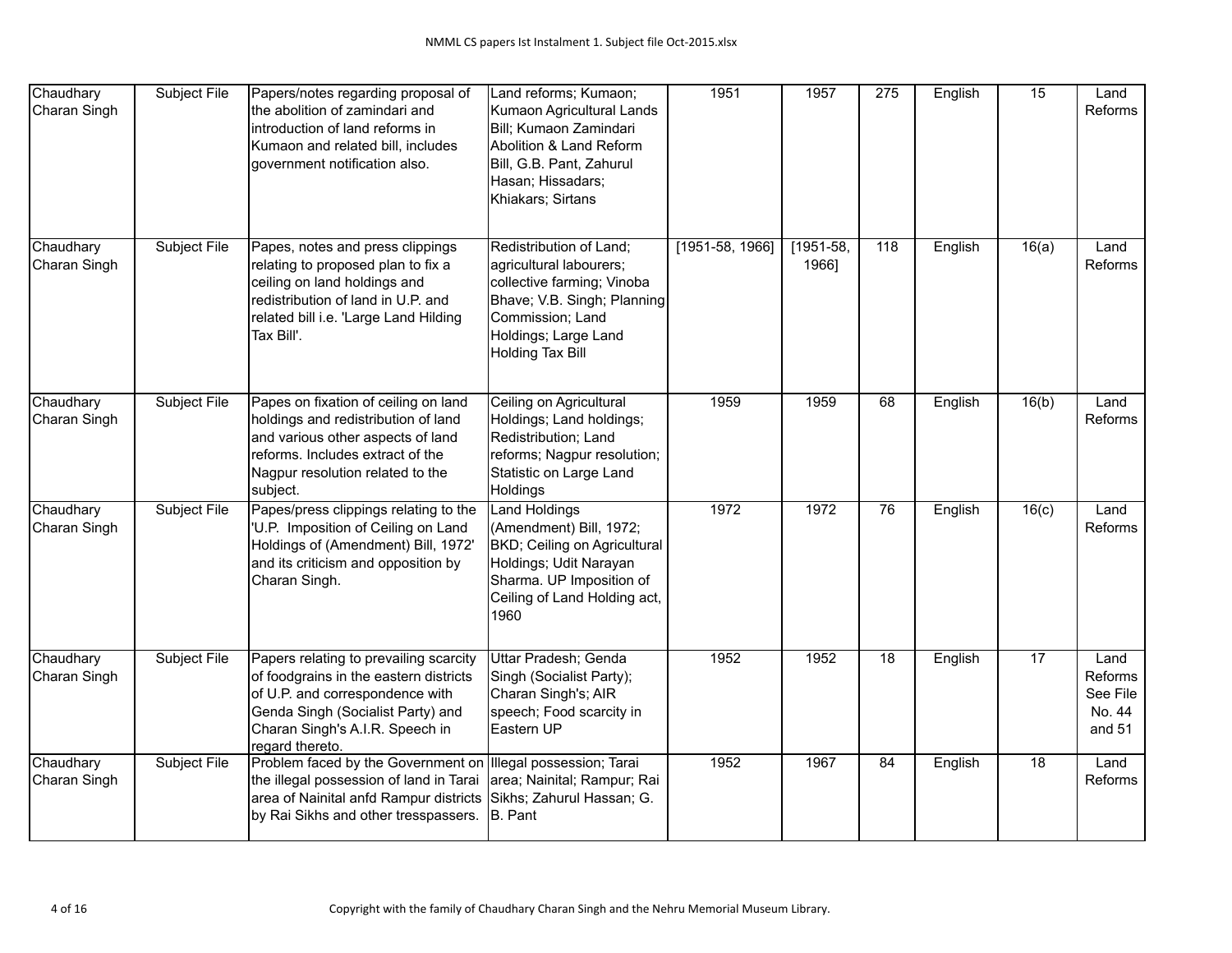| | | | | | | | | | |
|---|---|---|---|---|---|---|---|---|---|
| Chaudhary Charan Singh | Subject File | Papers/notes regarding proposal of the abolition of zamindari and introduction of land reforms in Kumaon and related bill, includes government notification also. | Land reforms; Kumaon; Kumaon Agricultural Lands Bill; Kumaon Zamindari Abolition & Land Reform Bill, G.B. Pant, Zahurul Hasan; Hissadars; Khiakars; Sirtans | 1951 | 1957 | 275 | English | 15 | Land Reforms |
| Chaudhary Charan Singh | Subject File | Papes, notes and press clippings relating to proposed plan to fix a ceiling on land holdings and redistribution of land in U.P. and related bill i.e. 'Large Land Hilding Tax Bill'. | Redistribution of Land; agricultural labourers; collective farming; Vinoba Bhave; V.B. Singh; Planning Commission; Land Holdings; Large Land Holding Tax Bill | [1951-58, 1966] | [1951-58, 1966] | 118 | English | 16(a) | Land Reforms |
| Chaudhary Charan Singh | Subject File | Papes on fixation of ceiling on land holdings and redistribution of land and various other aspects of land reforms. Includes extract of the Nagpur resolution related to the subject. | Ceiling on Agricultural Holdings; Land holdings; Redistribution; Land reforms; Nagpur resolution; Statistic on Large Land Holdings | 1959 | 1959 | 68 | English | 16(b) | Land Reforms |
| Chaudhary Charan Singh | Subject File | Papes/press clippings relating to the 'U.P. Imposition of Ceiling on Land Holdings of (Amendment) Bill, 1972' and its criticism and opposition by Charan Singh. | Land Holdings (Amendment) Bill, 1972; BKD; Ceiling on Agricultural Holdings; Udit Narayan Sharma. UP Imposition of Ceiling of Land Holding act, 1960 | 1972 | 1972 | 76 | English | 16(c) | Land Reforms |
| Chaudhary Charan Singh | Subject File | Papers relating to prevailing scarcity of foodgrains in the eastern districts of U.P. and correspondence with Genda Singh (Socialist Party) and Charan Singh's A.I.R. Speech in regard thereto. | Uttar Pradesh; Genda Singh (Socialist Party); Charan Singh's; AIR speech; Food scarcity in Eastern UP | 1952 | 1952 | 18 | English | 17 | Land Reforms See File No. 44 and 51 |
| Chaudhary Charan Singh | Subject File | Problem faced by the Government on the illegal possession of land in Tarai area of Nainital anfd Rampur districts by Rai Sikhs and other tresspassers. | Illegal possession; Tarai area; Nainital; Rampur; Rai Sikhs; Zahurul Hassan; G. B. Pant | 1952 | 1967 | 84 | English | 18 | Land Reforms |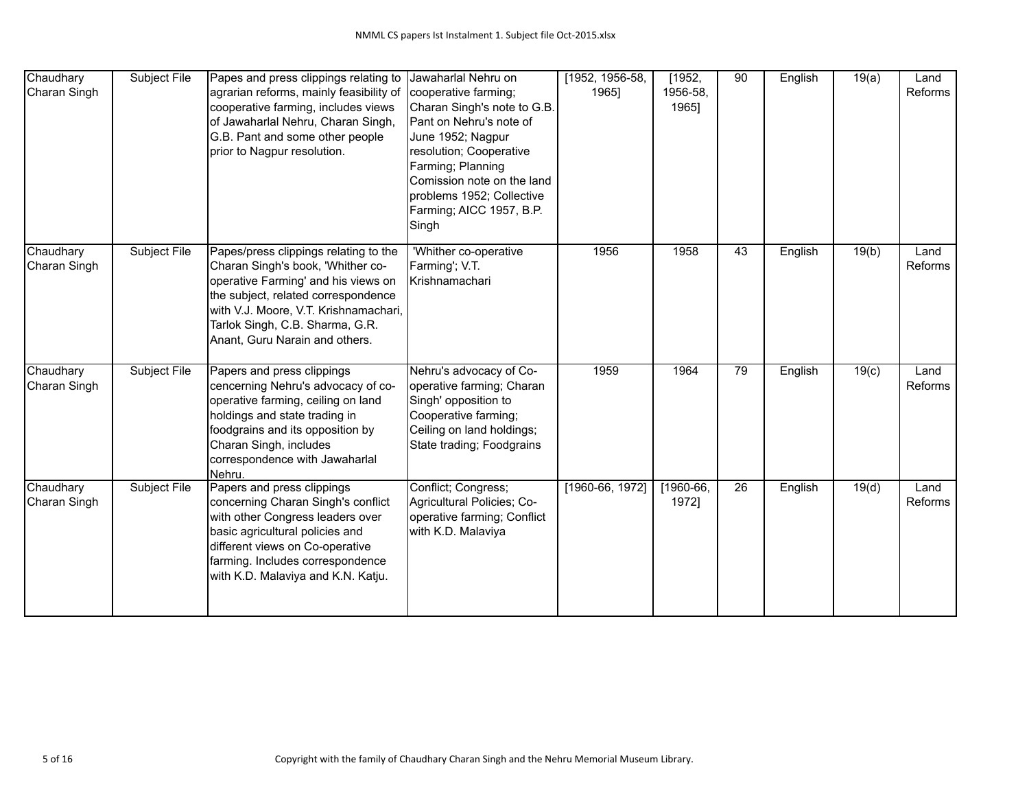| Chaudhary Charan Singh | Subject File | Papes and press clippings relating to agrarian reforms, mainly feasibility of cooperative farming, includes views of Jawaharlal Nehru, Charan Singh, G.B. Pant and some other people prior to Nagpur resolution. | Jawaharlal Nehru on cooperative farming; Charan Singh's note to G.B. Pant on Nehru's note of June 1952; Nagpur resolution; Cooperative Farming; Planning Comission note on the land problems 1952; Collective Farming; AICC 1957, B.P. Singh | [1952, 1956-58, 1965] | [1952, 1956-58, 1965] | 90 | English | 19(a) | Land Reforms |
|---|---|---|---|---|---|---|---|---|---|
| Chaudhary Charan Singh | Subject File | Papes/press clippings relating to the Charan Singh's book, 'Whither co-operative Farming' and his views on the subject, related correspondence with V.J. Moore, V.T. Krishnamachari, Tarlok Singh, C.B. Sharma, G.R. Anant, Guru Narain and others. | 'Whither co-operative Farming'; V.T. Krishnamachari | 1956 | 1958 | 43 | English | 19(b) | Land Reforms |
| Chaudhary Charan Singh | Subject File | Papers and press clippings cencerning Nehru's advocacy of co-operative farming, ceiling on land holdings and state trading in foodgrains and its opposition by Charan Singh, includes correspondence with Jawaharlal Nehru. | Nehru's advocacy of Co-operative farming; Charan Singh' opposition to Cooperative farming; Ceiling on land holdings; State trading; Foodgrains | 1959 | 1964 | 79 | English | 19(c) | Land Reforms |
| Chaudhary Charan Singh | Subject File | Papers and press clippings concerning Charan Singh's conflict with other Congress leaders over basic agricultural policies and different views on Co-operative farming. Includes correspondence with K.D. Malaviya and K.N. Katju. | Conflict; Congress; Agricultural Policies; Co-operative farming; Conflict with K.D. Malaviya | [1960-66, 1972] | [1960-66, 1972] | 26 | English | 19(d) | Land Reforms |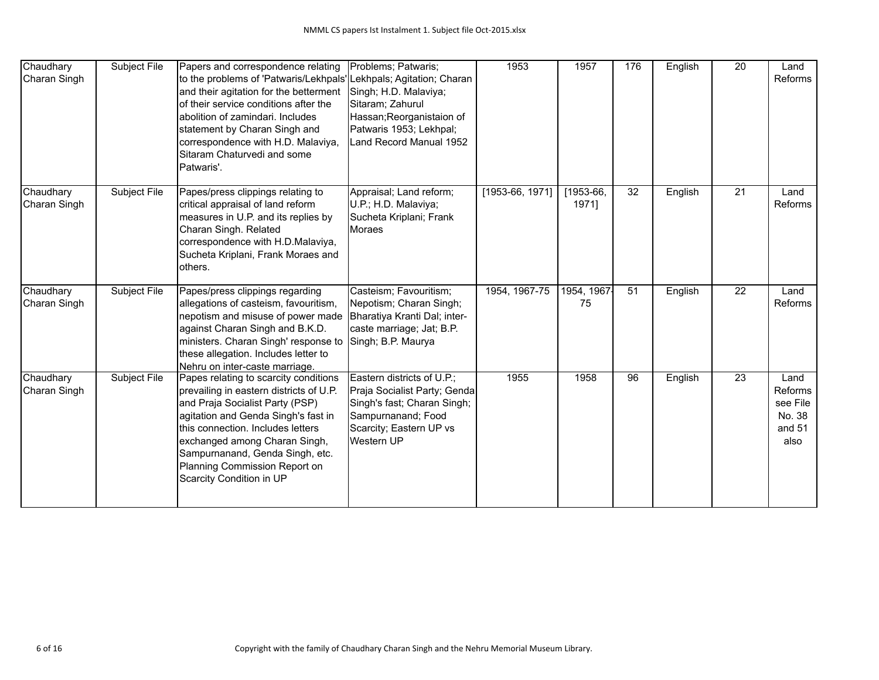| | | | | | | | | | |
|---|---|---|---|---|---|---|---|---|---|
| Chaudhary Charan Singh | Subject File | Papers and correspondence relating to the problems of 'Patwaris/Lekhpals' and their agitation for the betterment of their service conditions after the abolition of zamindari. Includes statement by Charan Singh and correspondence with H.D. Malaviya, Sitaram Chaturvedi and some Patwaris'. | Problems; Patwaris; Lekhpals; Agitation; Charan Singh; H.D. Malaviya; Sitaram; Zahurul Hassan;Reorganistaion of Patwaris 1953; Lekhpal; Land Record Manual 1952 | 1953 | 1957 | 176 | English | 20 | Land Reforms |
| Chaudhary Charan Singh | Subject File | Papes/press clippings relating to critical appraisal of land reform measures in U.P. and its replies by Charan Singh. Related correspondence with H.D.Malaviya, Sucheta Kriplani, Frank Moraes and others. | Appraisal; Land reform; U.P.; H.D. Malaviya; Sucheta Kriplani; Frank Moraes | [1953-66, 1971] | [1953-66, 1971] | 32 | English | 21 | Land Reforms |
| Chaudhary Charan Singh | Subject File | Papes/press clippings regarding allegations of casteism, favouritism, nepotism and misuse of power made against Charan Singh and B.K.D. ministers. Charan Singh' response to these allegation. Includes letter to Nehru on inter-caste marriage. | Casteism; Favouritism; Nepotism; Charan Singh; Bharatiya Kranti Dal; inter-caste marriage; Jat; B.P. Singh; B.P. Maurya | 1954, 1967-75 | 1954, 1967-75 | 51 | English | 22 | Land Reforms |
| Chaudhary Charan Singh | Subject File | Papes relating to scarcity conditions prevailing in eastern districts of U.P. and Praja Socialist Party (PSP) agitation and Genda Singh's fast in this connection. Includes letters exchanged among Charan Singh, Sampurnanand, Genda Singh, etc. Planning Commission Report on Scarcity Condition in UP | Eastern districts of U.P.; Praja Socialist Party; Genda Singh's fast; Charan Singh; Sampurnanand; Food Scarcity; Eastern UP vs Western UP | 1955 | 1958 | 96 | English | 23 | Land Reforms see File No. 38 and 51 also |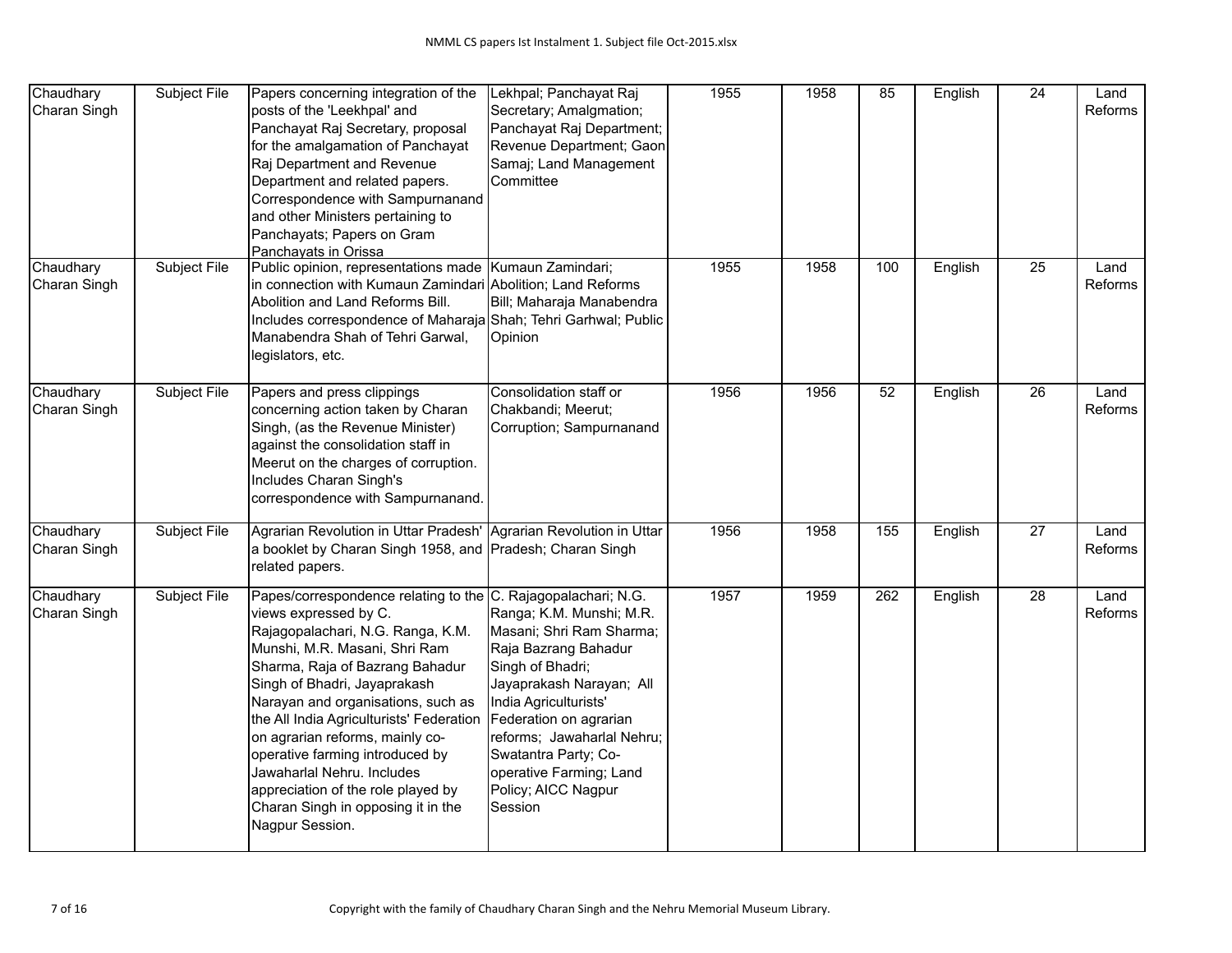| Chaudhary Charan Singh | Subject File | Papers concerning integration of the posts of the 'Leekhpal' and Panchayat Raj Secretary, proposal for the amalgamation of Panchayat Raj Department and Revenue Department and related papers. Correspondence with Sampurnanand and other Ministers pertaining to Panchayats; Papers on Gram Panchayats in Orissa | Lekhpal; Panchayat Raj Secretary; Amalgmation; Panchayat Raj Department; Revenue Department; Gaon Samaj; Land Management Committee | 1955 | 1958 | 85 | English | 24 | Land Reforms |
|---|---|---|---|---|---|---|---|---|---|
| Chaudhary Charan Singh | Subject File | Public opinion, representations made in connection with Kumaun Zamindari Abolition and Land Reforms Bill. Includes correspondence of Maharaja Manabendra Shah of Tehri Garwal, legislators, etc. | Kumaun Zamindari; Abolition; Land Reforms Bill; Maharaja Manabendra Shah; Tehri Garhwal; Public Opinion | 1955 | 1958 | 100 | English | 25 | Land Reforms |
| Chaudhary Charan Singh | Subject File | Papers and press clippings concerning action taken by Charan Singh, (as the Revenue Minister) against the consolidation staff in Meerut on the charges of corruption. Includes Charan Singh's correspondence with Sampurnanand. | Consolidation staff or Chakbandi; Meerut; Corruption; Sampurnanand | 1956 | 1956 | 52 | English | 26 | Land Reforms |
| Chaudhary Charan Singh | Subject File | Agrarian Revolution in Uttar Pradesh' a booklet by Charan Singh 1958, and related papers. | Agrarian Revolution in Uttar Pradesh; Charan Singh | 1956 | 1958 | 155 | English | 27 | Land Reforms |
| Chaudhary Charan Singh | Subject File | Papes/correspondence relating to the views expressed by C. Rajagopalachari, N.G. Ranga, K.M. Munshi, M.R. Masani, Shri Ram Sharma, Raja of Bazrang Bahadur Singh of Bhadri, Jayaprakash Narayan and organisations, such as the All India Agriculturists' Federation on agrarian reforms, mainly co-operative farming introduced by Jawaharlal Nehru. Includes appreciation of the role played by Charan Singh in opposing it in the Nagpur Session. | C. Rajagopalachari; N.G. Ranga; K.M. Munshi; M.R. Masani; Shri Ram Sharma; Raja Bazrang Bahadur Singh of Bhadri; Jayaprakash Narayan; All India Agriculturists' Federation on agrarian reforms; Jawaharlal Nehru; Swatantra Party; Co-operative Farming; Land Policy; AICC Nagpur Session | 1957 | 1959 | 262 | English | 28 | Land Reforms |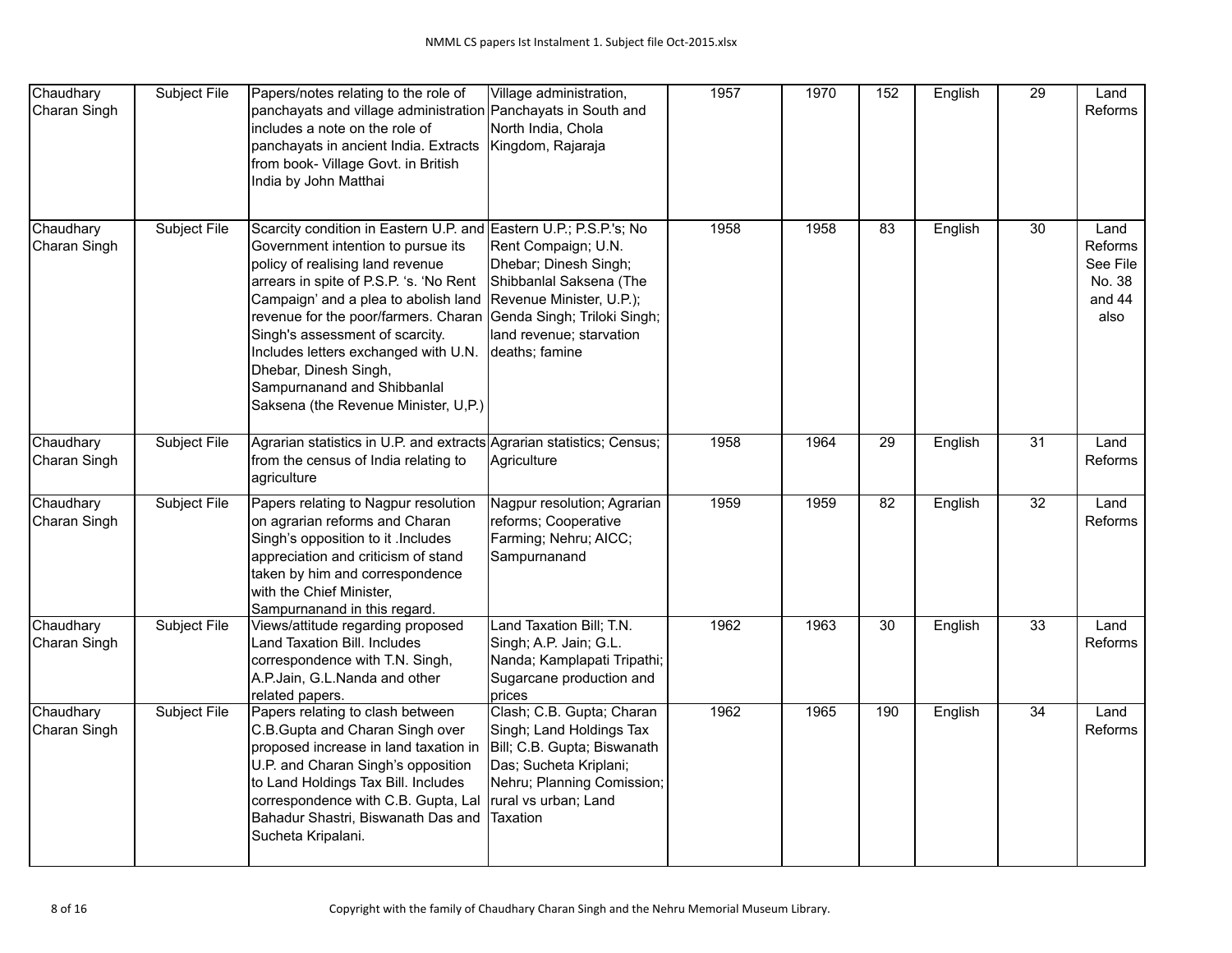| | | | | | | | | | |
|---|---|---|---|---|---|---|---|---|---|
| Chaudhary Charan Singh | Subject File | Papers/notes relating to the role of panchayats and village administration includes a note on the role of panchayats in ancient India. Extracts from book- Village Govt. in British India by John Matthai | Village administration, Panchayats in South and North India, Chola Kingdom, Rajaraja | 1957 | 1970 | 152 | English | 29 | Land Reforms |
| Chaudhary Charan Singh | Subject File | Scarcity condition in Eastern U.P. and Government intention to pursue its policy of realising land revenue arrears in spite of P.S.P. 's. 'No Rent Campaign' and a plea to abolish land revenue for the poor/farmers. Charan Singh's assessment of scarcity. Includes letters exchanged with U.N. Dhebar, Dinesh Singh, Sampurnanand and Shibbanlal Saksena (the Revenue Minister, U,P.) | Eastern U.P.; P.S.P.'s; No Rent Compaign; U.N. Dhebar; Dinesh Singh; Shibbanlal Saksena (The Revenue Minister, U.P.); Genda Singh; Triloki Singh; land revenue; starvation deaths; famine | 1958 | 1958 | 83 | English | 30 | Land Reforms See File No. 38 and 44 also |
| Chaudhary Charan Singh | Subject File | Agrarian statistics in U.P. and extracts from the census of India relating to agriculture | Agrarian statistics; Census; Agriculture | 1958 | 1964 | 29 | English | 31 | Land Reforms |
| Chaudhary Charan Singh | Subject File | Papers relating to Nagpur resolution on agrarian reforms and Charan Singh's opposition to it .Includes appreciation and criticism of stand taken by him and correspondence with the Chief Minister, Sampurnanand in this regard. | Nagpur resolution; Agrarian reforms; Cooperative Farming; Nehru; AICC; Sampurnanand | 1959 | 1959 | 82 | English | 32 | Land Reforms |
| Chaudhary Charan Singh | Subject File | Views/attitude regarding proposed Land Taxation Bill. Includes correspondence with T.N. Singh, A.P.Jain, G.L.Nanda and other related papers. | Land Taxation Bill; T.N. Singh; A.P. Jain; G.L. Nanda; Kamplapati Tripathi; Sugarcane production and prices | 1962 | 1963 | 30 | English | 33 | Land Reforms |
| Chaudhary Charan Singh | Subject File | Papers relating to clash between C.B.Gupta and Charan Singh over proposed increase in land taxation in U.P. and Charan Singh's opposition to Land Holdings Tax Bill. Includes correspondence with C.B. Gupta, Lal Bahadur Shastri, Biswanath Das and Sucheta Kripalani. | Clash; C.B. Gupta; Charan Singh; Land Holdings Tax Bill; C.B. Gupta; Biswanath Das; Sucheta Kriplani; Nehru; Planning Comission; rural vs urban; Land Taxation | 1962 | 1965 | 190 | English | 34 | Land Reforms |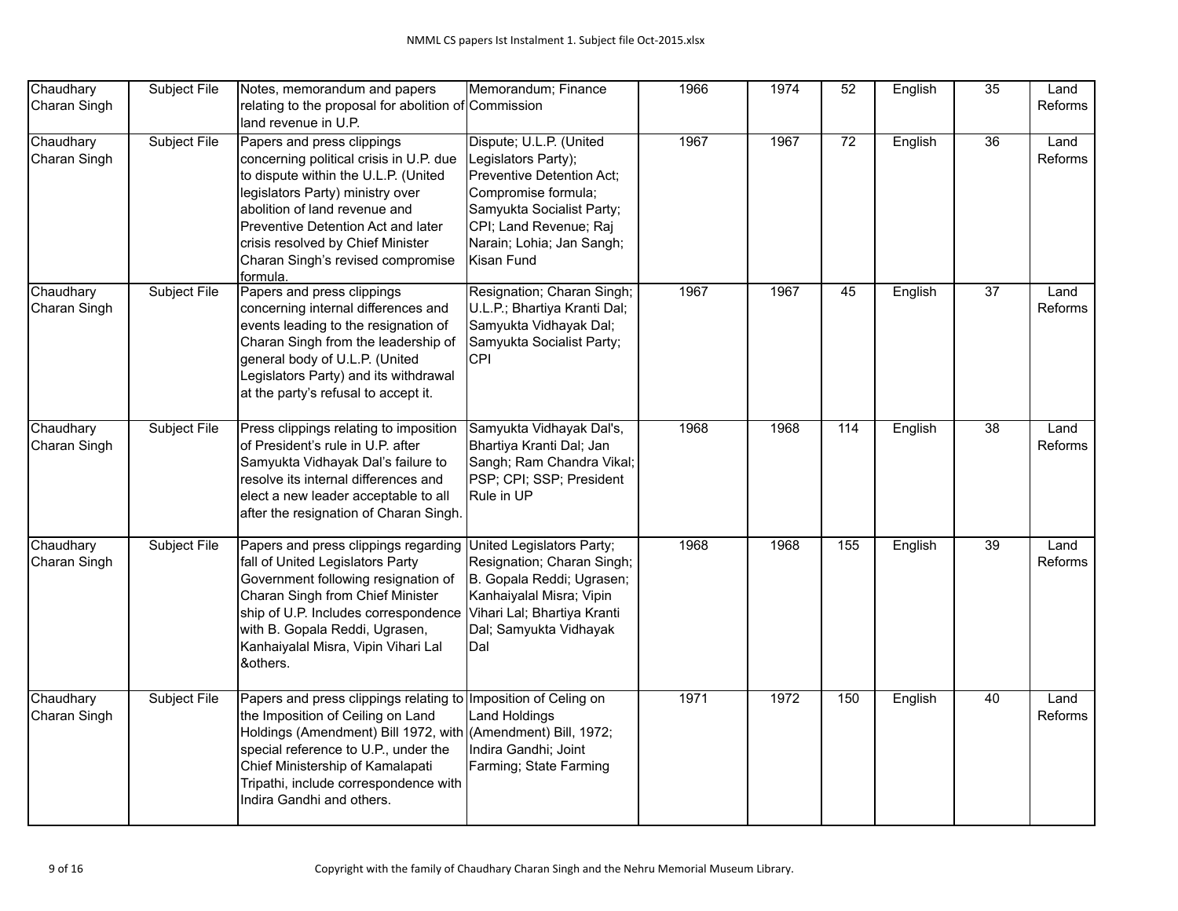| | | | | | | | | | |
|---|---|---|---|---|---|---|---|---|---|
| Chaudhary Charan Singh | Subject File | Notes, memorandum and papers relating to the proposal for abolition of land revenue in U.P. | Memorandum; Finance Commission | 1966 | 1974 | 52 | English | 35 | Land Reforms |
| Chaudhary Charan Singh | Subject File | Papers and press clippings concerning political crisis in U.P. due to dispute within the U.L.P. (United legislators Party) ministry over abolition of land revenue and Preventive Detention Act and later crisis resolved by Chief Minister Charan Singh's revised compromise formula. | Dispute; U.L.P. (United Legislators Party); Preventive Detention Act; Compromise formula; Samyukta Socialist Party; CPI; Land Revenue; Raj Narain; Lohia; Jan Sangh; Kisan Fund | 1967 | 1967 | 72 | English | 36 | Land Reforms |
| Chaudhary Charan Singh | Subject File | Papers and press clippings concerning internal differences and events leading to the resignation of Charan Singh from the leadership of general body of U.L.P. (United Legislators Party) and its withdrawal at the party's refusal to accept it. | Resignation; Charan Singh; U.L.P.; Bhartiya Kranti Dal; Samyukta Vidhayak Dal; Samyukta Socialist Party; CPI | 1967 | 1967 | 45 | English | 37 | Land Reforms |
| Chaudhary Charan Singh | Subject File | Press clippings relating to imposition of President's rule in U.P. after Samyukta Vidhayak Dal's failure to resolve its internal differences and elect a new leader acceptable to all after the resignation of Charan Singh. | Samyukta Vidhayak Dal's, Bhartiya Kranti Dal; Jan Sangh; Ram Chandra Vikal; PSP; CPI; SSP; President Rule in UP | 1968 | 1968 | 114 | English | 38 | Land Reforms |
| Chaudhary Charan Singh | Subject File | Papers and press clippings regarding fall of United Legislators Party Government following resignation of Charan Singh from Chief Minister ship of U.P. Includes correspondence with B. Gopala Reddi, Ugrasen, Kanhaiyalal Misra, Vipin Vihari Lal &others. | United Legislators Party; Resignation; Charan Singh; B. Gopala Reddi; Ugrasen; Kanhaiyalal Misra; Vipin Vihari Lal; Bhartiya Kranti Dal; Samyukta Vidhayak Dal | 1968 | 1968 | 155 | English | 39 | Land Reforms |
| Chaudhary Charan Singh | Subject File | Papers and press clippings relating to the Imposition of Ceiling on Land Holdings (Amendment) Bill 1972, with special reference to U.P., under the Chief Ministership of Kamalapati Tripathi, include correspondence with Indira Gandhi and others. | Imposition of Ceiling on Land Holdings (Amendment) Bill, 1972; Indira Gandhi; Joint Farming; State Farming | 1971 | 1972 | 150 | English | 40 | Land Reforms |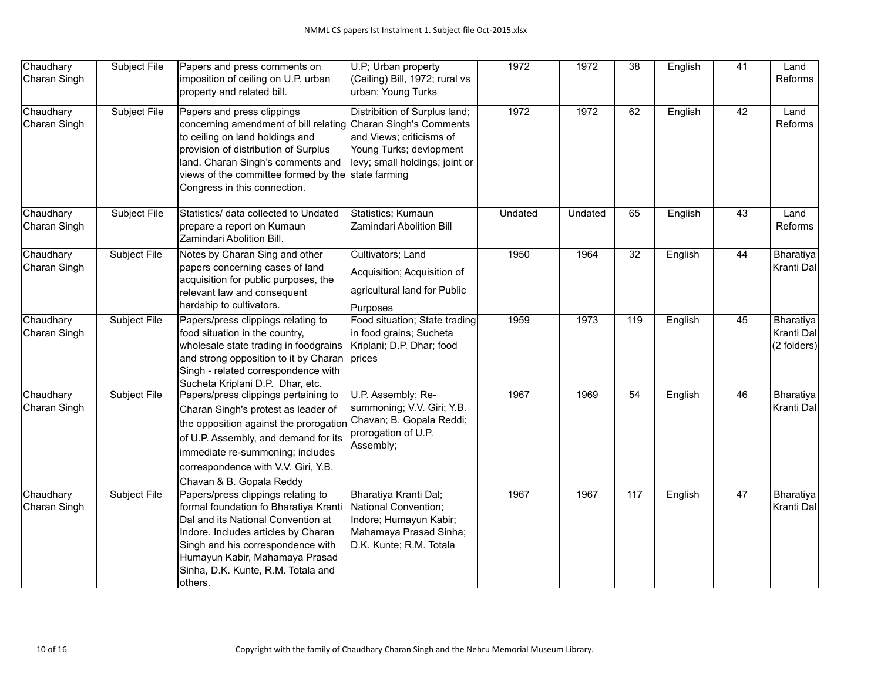| Chaudhary Charan Singh | Subject File | Papers and press comments on imposition of ceiling on U.P. urban property and related bill. | U.P; Urban property (Ceiling) Bill, 1972; rural vs urban; Young Turks | 1972 | 1972 | 38 | English | 41 | Land Reforms |
|---|---|---|---|---|---|---|---|---|---|
| Chaudhary Charan Singh | Subject File | Papers and press clippings concerning amendment of bill relating to ceiling on land holdings and provision of distribution of Surplus land. Charan Singh's comments and views of the committee formed by the Congress in this connection. | Distribition of Surplus land; Charan Singh's Comments and Views; criticisms of Young Turks; devlopment levy; small holdings; joint or state farming | 1972 | 1972 | 62 | English | 42 | Land Reforms |
| Chaudhary Charan Singh | Subject File | Statistics/ data collected to Undated prepare a report on Kumaun Zamindari Abolition Bill. | Statistics; Kumaun Zamindari Abolition Bill | Undated | Undated | 65 | English | 43 | Land Reforms |
| Chaudhary Charan Singh | Subject File | Notes by Charan Sing and other papers concerning cases of land acquisition for public purposes, the relevant law and consequent hardship to cultivators. | Cultivators; Land Acquisition; Acquisition of agricultural land for Public Purposes | 1950 | 1964 | 32 | English | 44 | Bharatiya Kranti Dal |
| Chaudhary Charan Singh | Subject File | Papers/press clippings relating to food situation in the country, wholesale state trading in foodgrains and strong opposition to it by Charan Singh - related correspondence with Sucheta Kriplani D.P. Dhar, etc. | Food situation; State trading in food grains; Sucheta Kriplani; D.P. Dhar; food prices | 1959 | 1973 | 119 | English | 45 | Bharatiya Kranti Dal (2 folders) |
| Chaudhary Charan Singh | Subject File | Papers/press clippings pertaining to Charan Singh's protest as leader of the opposition against the prorogation of U.P. Assembly, and demand for its immediate re-summoning; includes correspondence with V.V. Giri, Y.B. Chavan & B. Gopala Reddy | U.P. Assembly; Re-summoning; V.V. Giri; Y.B. Chavan; B. Gopala Reddi; prorogation of U.P. Assembly; | 1967 | 1969 | 54 | English | 46 | Bharatiya Kranti Dal |
| Chaudhary Charan Singh | Subject File | Papers/press clippings relating to formal foundation fo Bharatiya Kranti Dal and its National Convention at Indore. Includes articles by Charan Singh and his correspondence with Humayun Kabir, Mahamaya Prasad Sinha, D.K. Kunte, R.M. Totala and others. | Bharatiya Kranti Dal; National Convention; Indore; Humayun Kabir; Mahamaya Prasad Sinha; D.K. Kunte; R.M. Totala | 1967 | 1967 | 117 | English | 47 | Bharatiya Kranti Dal |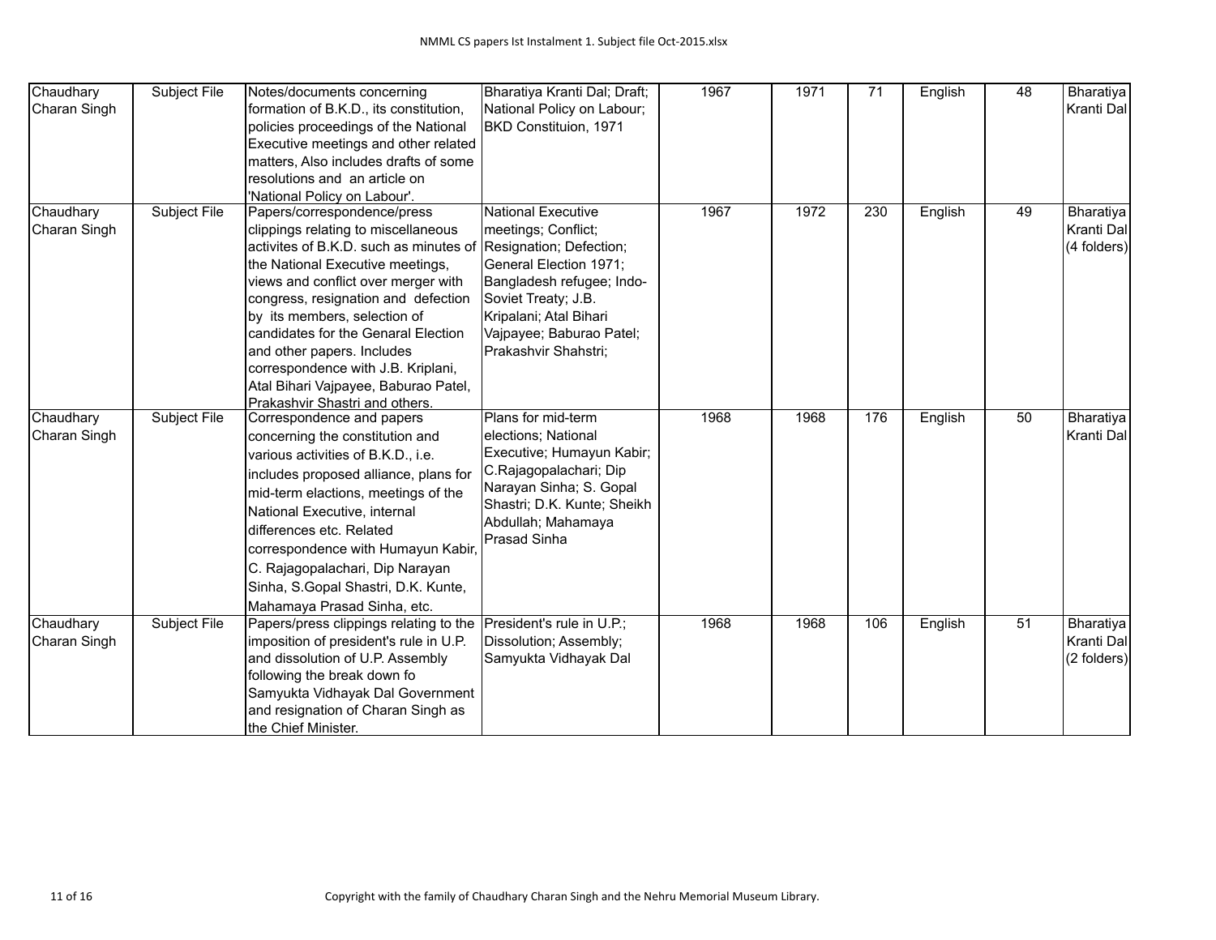| Chaudhary Charan Singh | Subject File | Notes/documents concerning formation of B.K.D., its constitution, policies proceedings of the National Executive meetings and other related matters, Also includes drafts of some resolutions and an article on 'National Policy on Labour'. | Bharatiya Kranti Dal; Draft; National Policy on Labour; BKD Constituion, 1971 | 1967 | 1971 | 71 | English | 48 | Bharatiya Kranti Dal |
|---|---|---|---|---|---|---|---|---|---|
| Chaudhary Charan Singh | Subject File | Papers/correspondence/press clippings relating to miscellaneous activites of B.K.D. such as minutes of the National Executive meetings, views and conflict over merger with congress, resignation and defection by its members, selection of candidates for the Genaral Election and other papers. Includes correspondence with J.B. Kriplani, Atal Bihari Vajpayee, Baburao Patel, Prakashvir Shastri and others. | National Executive meetings; Conflict; Resignation; Defection; General Election 1971; Bangladesh refugee; Indo-Soviet Treaty; J.B. Kripalani; Atal Bihari Vajpayee; Baburao Patel; Prakashvir Shahstri; | 1967 | 1972 | 230 | English | 49 | Bharatiya Kranti Dal (4 folders) |
| Chaudhary Charan Singh | Subject File | Correspondence and papers concerning the constitution and various activities of B.K.D., i.e. includes proposed alliance, plans for mid-term elactions, meetings of the National Executive, internal differences etc. Related correspondence with Humayun Kabir, C. Rajagopalachari, Dip Narayan Sinha, S.Gopal Shastri, D.K. Kunte, Mahamaya Prasad Sinha, etc. | Plans for mid-term elections; National Executive; Humayun Kabir; C.Rajagopalachari; Dip Narayan Sinha; S. Gopal Shastri; D.K. Kunte; Sheikh Abdullah; Mahamaya Prasad Sinha | 1968 | 1968 | 176 | English | 50 | Bharatiya Kranti Dal |
| Chaudhary Charan Singh | Subject File | Papers/press clippings relating to the imposition of president's rule in U.P. and dissolution of U.P. Assembly following the break down fo Samyukta Vidhayak Dal Government and resignation of Charan Singh as the Chief Minister. | President's rule in U.P.; Dissolution; Assembly; Samyukta Vidhayak Dal | 1968 | 1968 | 106 | English | 51 | Bharatiya Kranti Dal (2 folders) |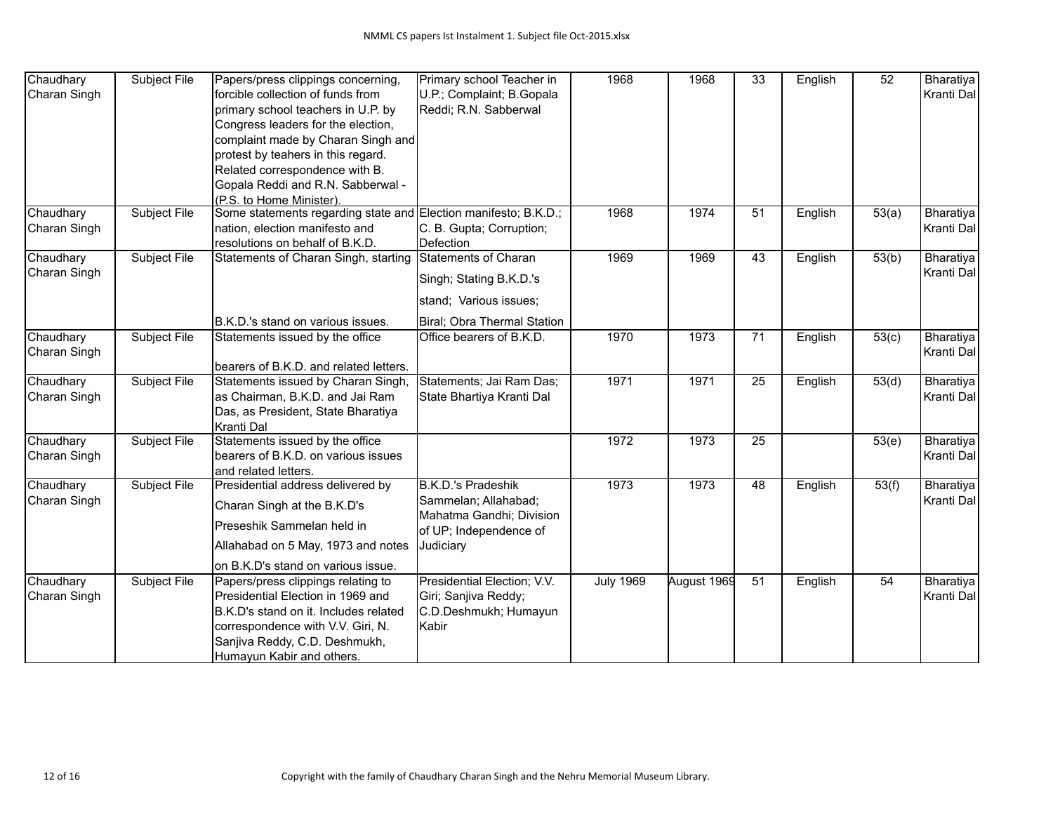| | | | | | | | | | |
|---|---|---|---|---|---|---|---|---|---|
| Chaudhary Charan Singh | Subject File | Papers/press clippings concerning, forcible collection of funds from primary school teachers in U.P. by Congress leaders for the election, complaint made by Charan Singh and protest by teahers in this regard. Related correspondence with B. Gopala Reddi and R.N. Sabberwal - (P.S. to Home Minister). | Primary school Teacher in U.P.; Complaint; B.Gopala Reddi; R.N. Sabberwal | 1968 | 1968 | 33 | English | 52 | Bharatiya Kranti Dal |
| Chaudhary Charan Singh | Subject File | Some statements regarding state and nation, election manifesto and resolutions on behalf of B.K.D. | Election manifesto; B.K.D.; C. B. Gupta; Corruption; Defection | 1968 | 1974 | 51 | English | 53(a) | Bharatiya Kranti Dal |
| Chaudhary Charan Singh | Subject File | Statements of Charan Singh, starting B.K.D.'s stand on various issues. | Statements of Charan Singh; Stating B.K.D.'s stand; Various issues; Biral; Obra Thermal Station | 1969 | 1969 | 43 | English | 53(b) | Bharatiya Kranti Dal |
| Chaudhary Charan Singh | Subject File | Statements issued by the office bearers of B.K.D. and related letters. | Office bearers of B.K.D. | 1970 | 1973 | 71 | English | 53(c) | Bharatiya Kranti Dal |
| Chaudhary Charan Singh | Subject File | Statements issued by Charan Singh, as Chairman, B.K.D. and Jai Ram Das, as President, State Bharatiya Kranti Dal | Statements; Jai Ram Das; State Bhartiya Kranti Dal | 1971 | 1971 | 25 | English | 53(d) | Bharatiya Kranti Dal |
| Chaudhary Charan Singh | Subject File | Statements issued by the office bearers of B.K.D. on various issues and related letters. | | 1972 | 1973 | 25 | | 53(e) | Bharatiya Kranti Dal |
| Chaudhary Charan Singh | Subject File | Presidential address delivered by Charan Singh at the B.K.D's Preseshik Sammelan held in Allahabad on 5 May, 1973 and notes on B.K.D's stand on various issue. | B.K.D.'s Pradeshik Sammelan; Allahabad; Mahatma Gandhi; Division of UP; Independence of Judiciary | 1973 | 1973 | 48 | English | 53(f) | Bharatiya Kranti Dal |
| Chaudhary Charan Singh | Subject File | Papers/press clippings relating to Presidential Election in 1969 and B.K.D's stand on it. Includes related correspondence with V.V. Giri, N. Sanjiva Reddy, C.D. Deshmukh, Humayun Kabir and others. | Presidential Election; V.V. Giri; Sanjiva Reddy; C.D.Deshmukh; Humayun Kabir | July 1969 | August 1969 | 51 | English | 54 | Bharatiya Kranti Dal |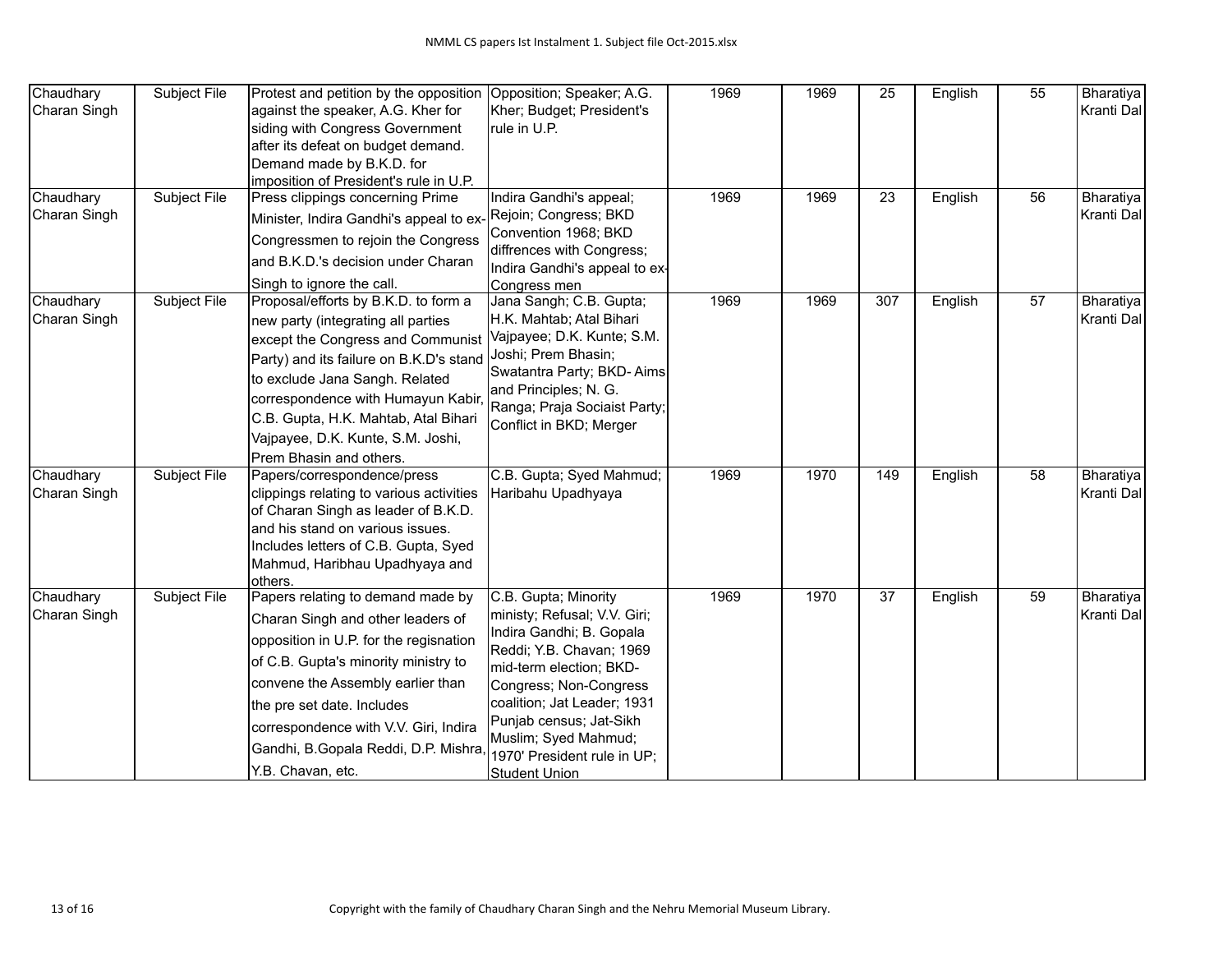| Chaudhary Charan Singh | Subject File | Protest and petition by the opposition against the speaker, A.G. Kher for siding with Congress Government after its defeat on budget demand. Demand made by B.K.D. for imposition of President's rule in U.P. | Opposition; Speaker; A.G. Kher; Budget; President's rule in U.P. | 1969 | 1969 | 25 | English | 55 | Bharatiya Kranti Dal |
|---|---|---|---|---|---|---|---|---|---|
| Chaudhary Charan Singh | Subject File | Press clippings concerning Prime Minister, Indira Gandhi's appeal to ex-Congressmen to rejoin the Congress and B.K.D.'s decision under Charan Singh to ignore the call. | Indira Gandhi's appeal; Rejoin; Congress; BKD Convention 1968; BKD diffrences with Congress; Indira Gandhi's appeal to ex-Congress men | 1969 | 1969 | 23 | English | 56 | Bharatiya Kranti Dal |
| Chaudhary Charan Singh | Subject File | Proposal/efforts by B.K.D. to form a new party (integrating all parties except the Congress and Communist Party) and its failure on B.K.D's stand to exclude Jana Sangh. Related correspondence with Humayun Kabir, C.B. Gupta, H.K. Mahtab, Atal Bihari Vajpayee, D.K. Kunte, S.M. Joshi, Prem Bhasin and others. | Jana Sangh; C.B. Gupta; H.K. Mahtab; Atal Bihari Vajpayee; D.K. Kunte; S.M. Joshi; Prem Bhasin; Swatantra Party; BKD- Aims and Principles; N. G. Ranga; Praja Sociaist Party; Conflict in BKD; Merger | 1969 | 1969 | 307 | English | 57 | Bharatiya Kranti Dal |
| Chaudhary Charan Singh | Subject File | Papers/correspondence/press clippings relating to various activities of Charan Singh as leader of B.K.D. and his stand on various issues. Includes letters of C.B. Gupta, Syed Mahmud, Haribhau Upadhyaya and others. | C.B. Gupta; Syed Mahmud; Haribahu Upadhyaya | 1969 | 1970 | 149 | English | 58 | Bharatiya Kranti Dal |
| Chaudhary Charan Singh | Subject File | Papers relating to demand made by Charan Singh and other leaders of opposition in U.P. for the regisnation of C.B. Gupta's minority ministry to convene the Assembly earlier than the pre set date. Includes correspondence with V.V. Giri, Indira Gandhi, B.Gopala Reddi, D.P. Mishra, Y.B. Chavan, etc. | C.B. Gupta; Minority ministy; Refusal; V.V. Giri; Indira Gandhi; B. Gopala Reddi; Y.B. Chavan; 1969 mid-term election; BKD-Congress; Non-Congress coalition; Jat Leader; 1931 Punjab census; Jat-Sikh Muslim; Syed Mahmud; 1970' President rule in UP; Student Union | 1969 | 1970 | 37 | English | 59 | Bharatiya Kranti Dal |

Copyright with the family of Chaudhary Charan Singh and the Nehru Memorial Museum Library.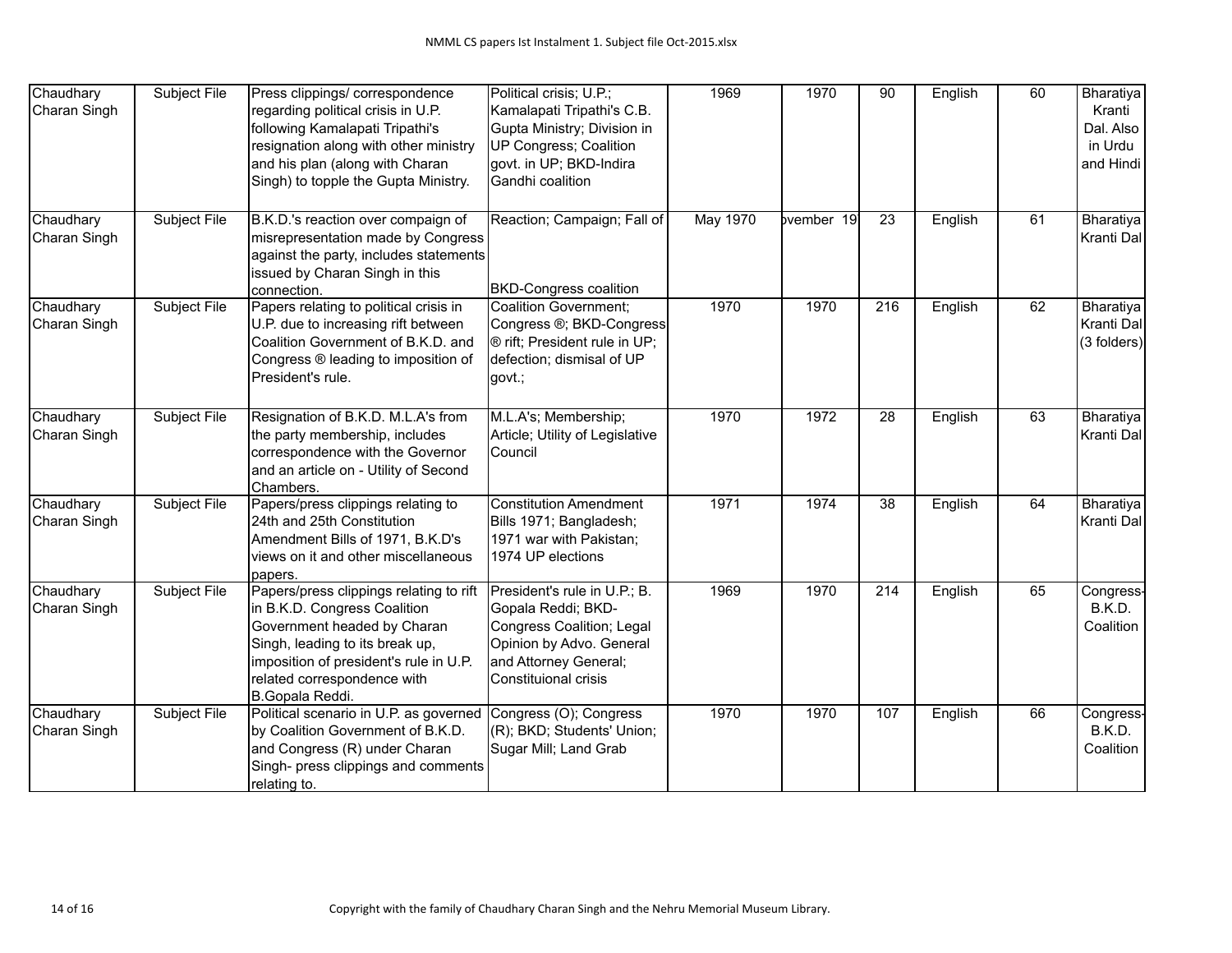| | | | | | | | | | |
|---|---|---|---|---|---|---|---|---|---|
| Chaudhary Charan Singh | Subject File | Press clippings/ correspondence regarding political crisis in U.P. following Kamalapati Tripathi's resignation along with other ministry and his plan (along with Charan Singh) to topple the Gupta Ministry. | Political crisis; U.P.; Kamalapati Tripathi's C.B. Gupta Ministry; Division in UP Congress; Coalition govt. in UP; BKD-Indira Gandhi coalition | 1969 | 1970 | 90 | English | 60 | Bharatiya Kranti Dal. Also in Urdu and Hindi |
| Chaudhary Charan Singh | Subject File | B.K.D.'s reaction over compaign of misrepresentation made by Congress against the party, includes statements issued by Charan Singh in this connection. | Reaction; Campaign; Fall of BKD-Congress coalition | May 1970 | ovember 19 | 23 | English | 61 | Bharatiya Kranti Dal |
| Chaudhary Charan Singh | Subject File | Papers relating to political crisis in U.P. due to increasing rift between Coalition Government of B.K.D. and Congress ® leading to imposition of President's rule. | Coalition Government; Congress ®; BKD-Congress ® rift; President rule in UP; defection; dismisal of UP govt.; | 1970 | 1970 | 216 | English | 62 | Bharatiya Kranti Dal (3 folders) |
| Chaudhary Charan Singh | Subject File | Resignation of B.K.D. M.L.A's from the party membership, includes correspondence with the Governor and an article on - Utility of Second Chambers. | M.L.A's; Membership; Article; Utility of Legislative Council | 1970 | 1972 | 28 | English | 63 | Bharatiya Kranti Dal |
| Chaudhary Charan Singh | Subject File | Papers/press clippings relating to 24th and 25th Constitution Amendment Bills of 1971, B.K.D's views on it and other miscellaneous papers. | Constitution Amendment Bills 1971; Bangladesh; 1971 war with Pakistan; 1974 UP elections | 1971 | 1974 | 38 | English | 64 | Bharatiya Kranti Dal |
| Chaudhary Charan Singh | Subject File | Papers/press clippings relating to rift in B.K.D. Congress Coalition Government headed by Charan Singh, leading to its break up, imposition of president's rule in U.P. related correspondence with B.Gopala Reddi. | President's rule in U.P.; B. Gopala Reddi; BKD-Congress Coalition; Legal Opinion by Advo. General and Attorney General; Constituional crisis | 1969 | 1970 | 214 | English | 65 | Congress-B.K.D. Coalition |
| Chaudhary Charan Singh | Subject File | Political scenario in U.P. as governed by Coalition Government of B.K.D. and Congress (R) under Charan Singh- press clippings and comments relating to. | Congress (O); Congress (R); BKD; Students' Union; Sugar Mill; Land Grab | 1970 | 1970 | 107 | English | 66 | Congress-B.K.D. Coalition |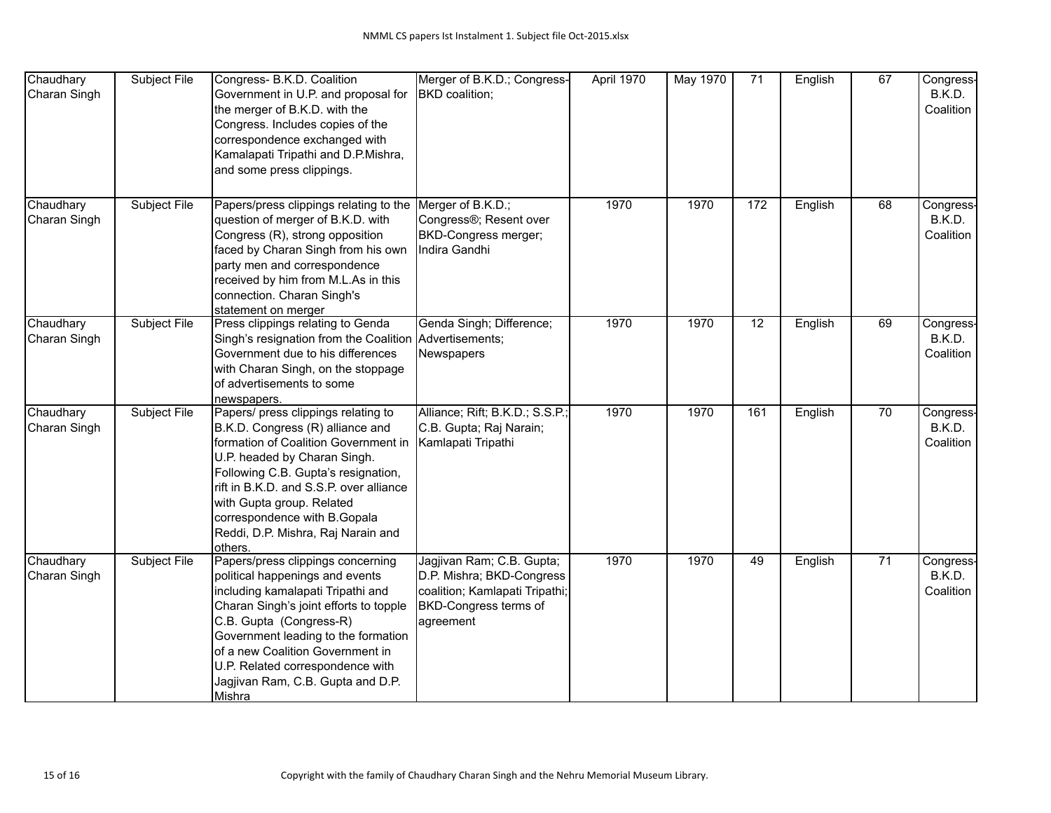| | | | | | | | | | |
|---|---|---|---|---|---|---|---|---|---|
| Chaudhary Charan Singh | Subject File | Congress- B.K.D. Coalition Government in U.P. and proposal for the merger of B.K.D. with the Congress. Includes copies of the correspondence exchanged with Kamalapati Tripathi and D.P.Mishra, and some press clippings. | Merger of B.K.D.; Congress-BKD coalition; | April 1970 | May 1970 | 71 | English | 67 | Congress-B.K.D. Coalition |
| Chaudhary Charan Singh | Subject File | Papers/press clippings relating to the question of merger of B.K.D. with Congress (R), strong opposition faced by Charan Singh from his own party men and correspondence received by him from M.L.As in this connection. Charan Singh's statement on merger | Merger of B.K.D.; Congress®; Resent over BKD-Congress merger; Indira Gandhi | 1970 | 1970 | 172 | English | 68 | Congress-B.K.D. Coalition |
| Chaudhary Charan Singh | Subject File | Press clippings relating to Genda Singh's resignation from the Coalition Government due to his differences with Charan Singh, on the stoppage of advertisements to some newspapers. | Genda Singh; Difference; Advertisements; Newspapers | 1970 | 1970 | 12 | English | 69 | Congress-B.K.D. Coalition |
| Chaudhary Charan Singh | Subject File | Papers/ press clippings relating to B.K.D. Congress (R) alliance and formation of Coalition Government in U.P. headed by Charan Singh. Following C.B. Gupta's resignation, rift in B.K.D. and S.S.P. over alliance with Gupta group. Related correspondence with B.Gopala Reddi, D.P. Mishra, Raj Narain and others. | Alliance; Rift; B.K.D.; S.S.P.; C.B. Gupta; Raj Narain; Kamlapati Tripathi | 1970 | 1970 | 161 | English | 70 | Congress-B.K.D. Coalition |
| Chaudhary Charan Singh | Subject File | Papers/press clippings concerning political happenings and events including kamalapati Tripathi and Charan Singh's joint efforts to topple C.B. Gupta (Congress-R) Government leading to the formation of a new Coalition Government in U.P. Related correspondence with Jagjivan Ram, C.B. Gupta and D.P. Mishra | Jagjivan Ram; C.B. Gupta; D.P. Mishra; BKD-Congress coalition; Kamlapati Tripathi; BKD-Congress terms of agreement | 1970 | 1970 | 49 | English | 71 | Congress-B.K.D. Coalition |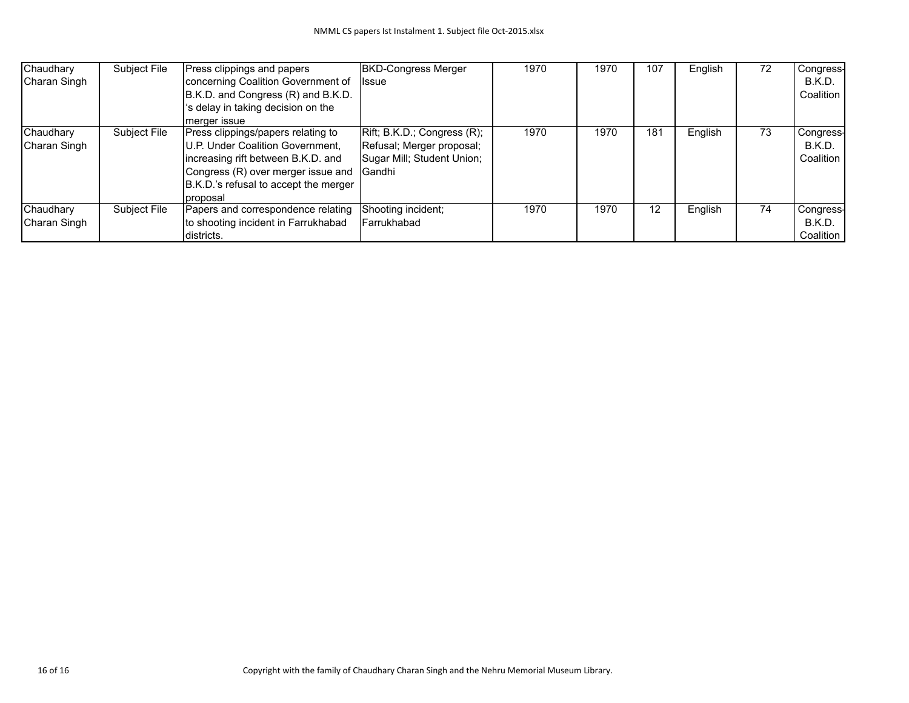| | | | | | | | | | |
|---|---|---|---|---|---|---|---|---|---|
| Chaudhary Charan Singh | Subject File | Press clippings and papers concerning Coalition Government of B.K.D. and Congress (R) and B.K.D. 's delay in taking decision on the merger issue | BKD-Congress Merger Issue | 1970 | 1970 | 107 | English | 72 | Congress-B.K.D. Coalition |
| Chaudhary Charan Singh | Subject File | Press clippings/papers relating to U.P. Under Coalition Government, increasing rift between B.K.D. and Congress (R) over merger issue and B.K.D.'s refusal to accept the merger proposal | Rift; B.K.D.; Congress (R); Refusal; Merger proposal; Sugar Mill; Student Union; Gandhi | 1970 | 1970 | 181 | English | 73 | Congress-B.K.D. Coalition |
| Chaudhary Charan Singh | Subject File | Papers and correspondence relating to shooting incident in Farrukhabad districts. | Shooting incident; Farrukhabad | 1970 | 1970 | 12 | English | 74 | Congress-B.K.D. Coalition |

Copyright with the family of Chaudhary Charan Singh and the Nehru Memorial Museum Library.